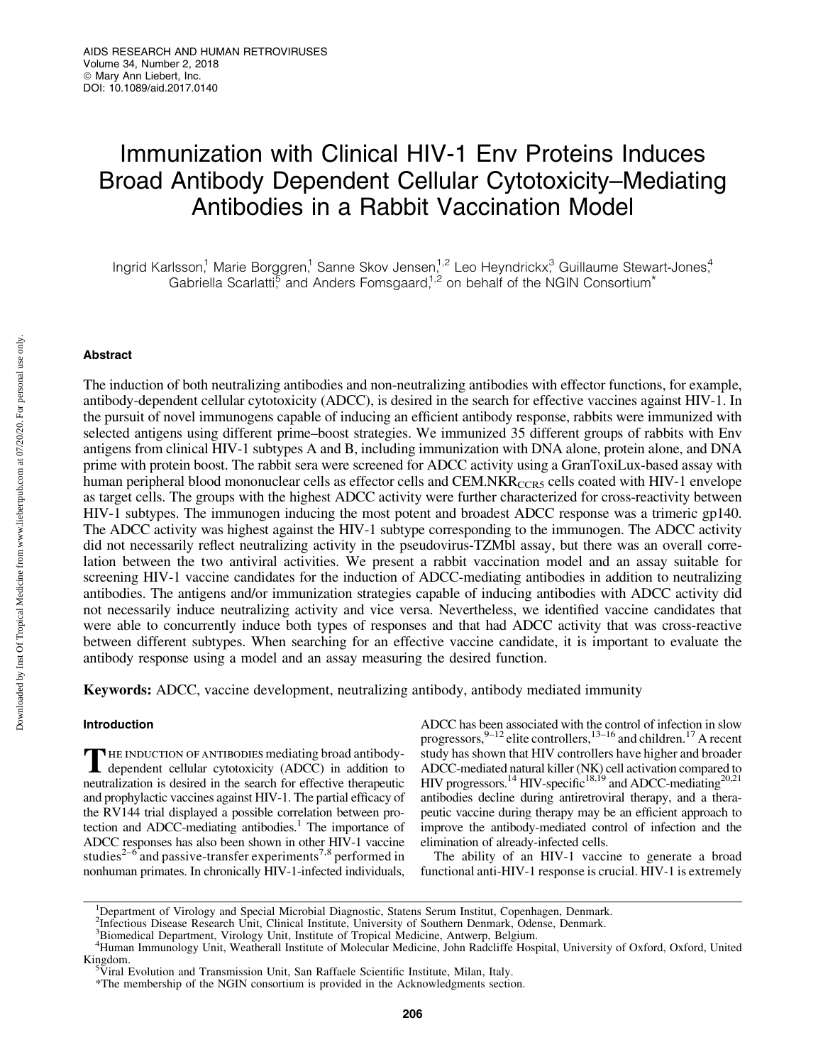# Immunization with Clinical HIV-1 Env Proteins Induces Broad Antibody Dependent Cellular Cytotoxicity–Mediating Antibodies in a Rabbit Vaccination Model

Ingrid Karlsson,[1] Marie Borggren,[1] Sanne Skov Jensen,[1,2] Leo Heyndrickx,[3] Guillaume Stewart-Jones,[4] Gabriella Scarlatti,[5] and Anders Fomsgaard,[1,2] on behalf of the NGIN Consortium*

## Abstract

The induction of both neutralizing antibodies and non-neutralizing antibodies with effector functions, for example, antibody-dependent cellular cytotoxicity (ADCC), is desired in the search for effective vaccines against HIV-1. In the pursuit of novel immunogens capable of inducing an efficient antibody response, rabbits were immunized with selected antigens using different prime–boost strategies. We immunized 35 different groups of rabbits with Env antigens from clinical HIV-1 subtypes A and B, including immunization with DNA alone, protein alone, and DNA prime with protein boost. The rabbit sera were screened for ADCC activity using a GranToxiLux-based assay with human peripheral blood mononuclear cells as effector cells and CEM.NKR$_{CCR5}$ cells coated with HIV-1 envelope as target cells. The groups with the highest ADCC activity were further characterized for cross-reactivity between HIV-1 subtypes. The immunogen inducing the most potent and broadest ADCC response was a trimeric gp140. The ADCC activity was highest against the HIV-1 subtype corresponding to the immunogen. The ADCC activity did not necessarily reflect neutralizing activity in the pseudovirus-TZMbl assay, but there was an overall correlation between the two antiviral activities. We present a rabbit vaccination model and an assay suitable for screening HIV-1 vaccine candidates for the induction of ADCC-mediating antibodies in addition to neutralizing antibodies. The antigens and/or immunization strategies capable of inducing antibodies with ADCC activity did not necessarily induce neutralizing activity and vice versa. Nevertheless, we identified vaccine candidates that were able to concurrently induce both types of responses and that had ADCC activity that was cross-reactive between different subtypes. When searching for an effective vaccine candidate, it is important to evaluate the antibody response using a model and an assay measuring the desired function.

**Keywords:** ADCC, vaccine development, neutralizing antibody, antibody mediated immunity

## Introduction

The induction of antibodies mediating broad antibody-dependent cellular cytotoxicity (ADCC) in addition to neutralization is desired in the search for effective therapeutic and prophylactic vaccines against HIV-1. The partial efficacy of the RV144 trial displayed a possible correlation between protection and ADCC-mediating antibodies.[1] The importance of ADCC responses has also been shown in other HIV-1 vaccine studies[2–6] and passive-transfer experiments[7,8] performed in nonhuman primates. In chronically HIV-1-infected individuals, ADCC has been associated with the control of infection in slow progressors,[9–12] elite controllers,[13–16] and children.[17] A recent study has shown that HIV controllers have higher and broader ADCC-mediated natural killer (NK) cell activation compared to HIV progressors.[14] HIV-specific[18,19] and ADCC-mediating[20,21] antibodies decline during antiretroviral therapy, and a therapeutic vaccine during therapy may be an efficient approach to improve the antibody-mediated control of infection and the elimination of already-infected cells.

The ability of an HIV-1 vaccine to generate a broad functional anti-HIV-1 response is crucial. HIV-1 is extremely

[1]Department of Virology and Special Microbial Diagnostic, Statens Serum Institut, Copenhagen, Denmark.
[2]Infectious Disease Research Unit, Clinical Institute, University of Southern Denmark, Odense, Denmark.
[3]Biomedical Department, Virology Unit, Institute of Tropical Medicine, Antwerp, Belgium.
[4]Human Immunology Unit, Weatherall Institute of Molecular Medicine, John Radcliffe Hospital, University of Oxford, Oxford, United Kingdom.
[5]Viral Evolution and Transmission Unit, San Raffaele Scientific Institute, Milan, Italy.
*The membership of the NGIN consortium is provided in the Acknowledgments section.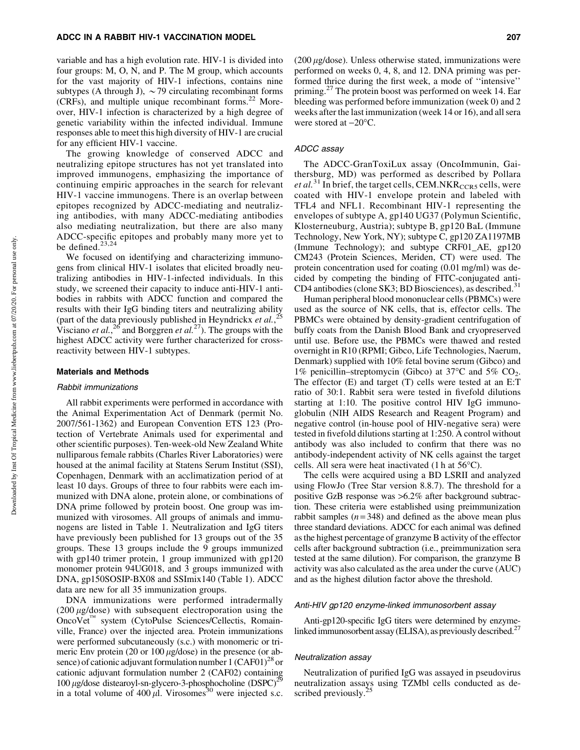variable and has a high evolution rate. HIV-1 is divided into four groups: M, O, N, and P. The M group, which accounts for the vast majority of HIV-1 infections, contains nine subtypes (A through J), ~79 circulating recombinant forms (CRFs), and multiple unique recombinant forms.[22] Moreover, HIV-1 infection is characterized by a high degree of genetic variability within the infected individual. Immune responses able to meet this high diversity of HIV-1 are crucial for any efficient HIV-1 vaccine.

The growing knowledge of conserved ADCC and neutralizing epitope structures has not yet translated into improved immunogens, emphasizing the importance of continuing empiric approaches in the search for relevant HIV-1 vaccine immunogens. There is an overlap between epitopes recognized by ADCC-mediating and neutralizing antibodies, with many ADCC-mediating antibodies also mediating neutralization, but there are also many ADCC-specific epitopes and probably many more yet to be defined.[23,24]

We focused on identifying and characterizing immunogens from clinical HIV-1 isolates that elicited broadly neutralizing antibodies in HIV-1-infected individuals. In this study, we screened their capacity to induce anti-HIV-1 antibodies in rabbits with ADCC function and compared the results with their IgG binding titers and neutralizing ability (part of the data previously published in Heyndrickx *et al.*,[25] Visciano *et al.*,[26] and Borggren *et al.*[27]). The groups with the highest ADCC activity were further characterized for cross-reactivity between HIV-1 subtypes.

## Materials and Methods

### Rabbit immunizations

All rabbit experiments were performed in accordance with the Animal Experimentation Act of Denmark (permit No. 2007/561-1362) and European Convention ETS 123 (Protection of Vertebrate Animals used for experimental and other scientific purposes). Ten-week-old New Zealand White nulliparous female rabbits (Charles River Laboratories) were housed at the animal facility at Statens Serum Institut (SSI), Copenhagen, Denmark with an acclimatization period of at least 10 days. Groups of three to four rabbits were each immunized with DNA alone, protein alone, or combinations of DNA prime followed by protein boost. One group was immunized with virosomes. All groups of animals and immunogens are listed in Table 1. Neutralization and IgG titers have previously been published for 13 groups out of the 35 groups. These 13 groups include the 9 groups immunized with gp140 trimer protein, 1 group immunized with gp120 monomer protein 94UG018, and 3 groups immunized with DNA, gp150SOSIP-BX08 and SSImix140 (Table 1). ADCC data are new for all 35 immunization groups.

DNA immunizations were performed intradermally (200 $\mu$g/dose) with subsequent electroporation using the OncoVet™ system (CytoPulse Sciences/Cellectis, Romainville, France) over the injected area. Protein immunizations were performed subcutaneously (s.c.) with monomeric or trimeric Env protein (20 or 100 $\mu$g/dose) in the presence (or absence) of cationic adjuvant formulation number 1 (CAF01)[28] or cationic adjuvant formulation number 2 (CAF02) containing 100 $\mu$g/dose distearoyl-sn-glycero-3-phosphocholine (DSPC)[29] in a total volume of 400 $\mu$l. Virosomes[30] were injected s.c. (200 $\mu$g/dose). Unless otherwise stated, immunizations were performed on weeks 0, 4, 8, and 12. DNA priming was performed thrice during the first week, a mode of "intensive" priming.[27] The protein boost was performed on week 14. Ear bleeding was performed before immunization (week 0) and 2 weeks after the last immunization (week 14 or 16), and all sera were stored at −20°C.

### ADCC assay

The ADCC-GranToxiLux assay (OncoImmunin, Gaithersburg, MD) was performed as described by Pollara *et al.*[31] In brief, the target cells, CEM.NKR$_{CCR5}$ cells, were coated with HIV-1 envelope protein and labeled with TFL4 and NFL1. Recombinant HIV-1 representing the envelopes of subtype A, gp140 UG37 (Polymun Scientific, Klosterneuburg, Austria); subtype B, gp120 BaL (Immune Technology, New York, NY); subtype C, gp120 ZA1197MB (Immune Technology); and subtype CRF01_AE, gp120 CM243 (Protein Sciences, Meriden, CT) were used. The protein concentration used for coating (0.01 mg/ml) was decided by competing the binding of FITC-conjugated anti-CD4 antibodies (clone SK3; BD Biosciences), as described.[31]

Human peripheral blood mononuclear cells (PBMCs) were used as the source of NK cells, that is, effector cells. The PBMCs were obtained by density-gradient centrifugation of buffy coats from the Danish Blood Bank and cryopreserved until use. Before use, the PBMCs were thawed and rested overnight in R10 (RPMI; Gibco, Life Technologies, Naerum, Denmark) supplied with 10% fetal bovine serum (Gibco) and 1% penicillin–streptomycin (Gibco) at 37°C and 5% $CO_2$. The effector (E) and target (T) cells were tested at an E:T ratio of 30:1. Rabbit sera were tested in fivefold dilutions starting at 1:10. The positive control HIV IgG immunoglobulin (NIH AIDS Research and Reagent Program) and negative control (in-house pool of HIV-negative sera) were tested in fivefold dilutions starting at 1:250. A control without antibody was also included to confirm that there was no antibody-independent activity of NK cells against the target cells. All sera were heat inactivated (1 h at 56°C).

The cells were acquired using a BD LSRII and analyzed using FlowJo (Tree Star version 8.8.7). The threshold for a positive GzB response was >6.2% after background subtraction. These criteria were established using preimmunization rabbit samples ($n = 348$) and defined as the above mean plus three standard deviations. ADCC for each animal was defined as the highest percentage of granzyme B activity of the effector cells after background subtraction (i.e., preimmunization sera tested at the same dilution). For comparison, the granzyme B activity was also calculated as the area under the curve (AUC) and as the highest dilution factor above the threshold.

### Anti-HIV gp120 enzyme-linked immunosorbent assay

Anti-gp120-specific IgG titers were determined by enzyme-linked immunosorbent assay (ELISA), as previously described.[27]

### Neutralization assay

Neutralization of purified IgG was assayed in pseudovirus neutralization assays using TZMbl cells conducted as described previously.[25]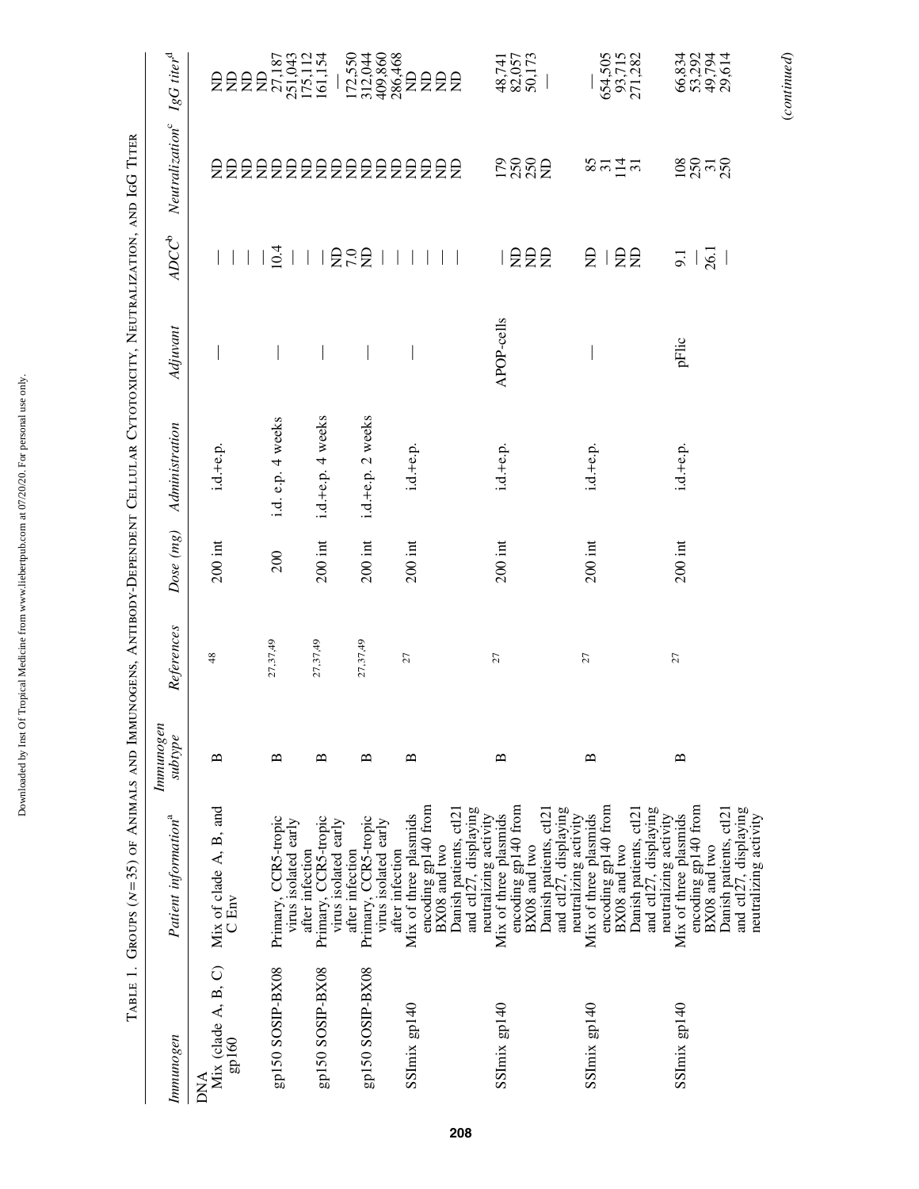TABLE 1. GROUPS (N = 35) OF ANIMALS AND IMMUNOGENS, ANTIBODY-DEPENDENT CELLULAR CYTOTOXICITY, NEUTRALIZATION, AND IGG TITER

| Immunogen | Patient information[a] | Immunogen subtype | References | Dose (mg) | Administration | Adjuvant | ADCC[b] | Neutralization[c] | IgG titer[d] |
|---|---|---|---|---|---|---|---|---|---|
| DNA | | | | | | | | | |
| Mix (clade A, B, C) gp160 | Mix of clade A, B, and C Env | B | 48 | 200 int | i.d.+e.p. | — | — | ND | ND |
| | | | | | | | — | ND | ND |
| | | | | | | | — | ND | ND |
| | | | | | | | — | ND | ND |
| gp150 SOSIP-BX08 | Primary, CCR5-tropic virus isolated early after infection | B | 27,37,49 | 200 | i.d. e.p. 4 weeks | — | — | ND | 27,187 |
| | | | | | | | 10.4 | ND | 251,043 |
| | | | | | | | — | ND | 175,112 |
| | | | | | | | — | ND | 161,154 |
| gp150 SOSIP-BX08 | Primary, CCR5-tropic virus isolated early after infection | B | 27,37,49 | 200 int | i.d.+e.p. 4 weeks | — | — | ND | — |
| | | | | | | | ND | ND | 172,550 |
| | | | | | | | 7.0 | ND | 312,044 |
| | | | | | | | ND | ND | 409,860 |
| gp150 SOSIP-BX08 | Primary, CCR5-tropic virus isolated early after infection | B | 27,37,49 | 200 int | i.d.+e.p. 2 weeks | — | — | ND | 286,468 |
| SSImix gp140 | Mix of three plasmids encoding gp140 from BX08 and two Danish patients, ctl21 and ctl27, displaying neutralizing activity | B | 27 | 200 int | i.d.+e.p. | — | — | ND | ND |
| | | | | | | | — | ND | ND |
| | | | | | | | — | ND | ND |
| | | | | | | | — | ND | ND |
| SSImix gp140 | Mix of three plasmids encoding gp140 from BX08 and two Danish patients, ctl21 and ctl27, displaying neutralizing activity | B | 27 | 200 int | i.d.+e.p. | APOP-cells | — | 179 | 48,741 |
| | | | | | | | ND | 250 | 82,057 |
| | | | | | | | ND | 250 | 50,173 |
| | | | | | | | ND | ND | — |
| SSImix gp140 | Mix of three plasmids encoding gp140 from BX08 and two Danish patients, ctl21 and ctl27, displaying neutralizing activity | B | 27 | 200 int | i.d.+e.p. | — | ND | 85 | — |
| | | | | | | | — | 31 | 654,505 |
| | | | | | | | ND | 114 | 93,715 |
| | | | | | | | ND | 31 | 271,282 |
| SSImix gp140 | Mix of three plasmids encoding gp140 from BX08 and two Danish patients, ctl21 and ctl27, displaying neutralizing activity | B | 27 | 200 int | i.d.+e.p. | pFlic | 9.1 | 108 | 66,834 |
| | | | | | | | — | 250 | 53,292 |
| | | | | | | | 26.1 | 31 | 49,794 |
| | | | | | | | — | 250 | 29,614 |

(continued)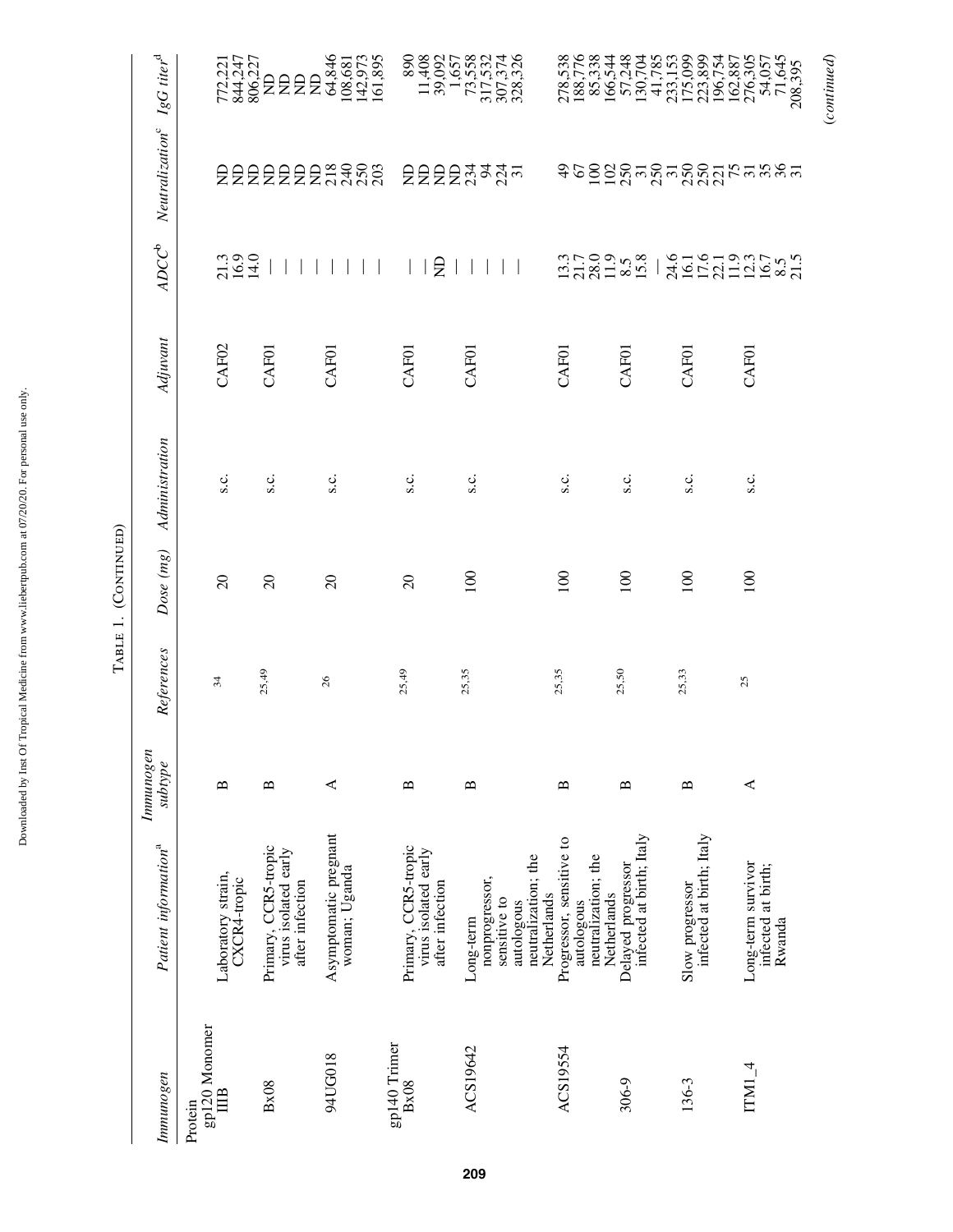Table 1. (Continued)

| Immunogen | Patient information[a] | Immunogen subtype | References | Dose (mg) | Administration | Adjuvant | ADCC[b] | Neutralization[c] | IgG titer[d] |
|---|---|---|---|---|---|---|---|---|---|
| Protein | | | | | | | | | |
| gp120 Monomer | | | | | | | | | |
| IIIB | Laboratory strain, CXCR4-tropic | B | 34 | 20 | s.c. | CAF02 | 21.3 | ND | 772,221 |
| | | | | | | | 16.9 | ND | 844,247 |
| | | | | | | | 14.0 | ND | 806,227 |
| Bx08 | Primary, CCR5-tropic virus isolated early after infection | B | 25,49 | 20 | s.c. | CAF01 | — | ND | ND |
| | | | | | | | — | ND | ND |
| | | | | | | | — | ND | ND |
| | | | | | | | — | ND | ND |
| 94UG018 | Asymptomatic pregnant woman; Uganda | A | 26 | 20 | s.c. | CAF01 | — | 218 | 64,846 |
| | | | | | | | — | 240 | 108,681 |
| | | | | | | | — | 250 | 142,973 |
| | | | | | | | — | 203 | 161,895 |
| gp140 Trimer | | | | | | | | | |
| Bx08 | Primary, CCR5-tropic virus isolated early after infection | B | 25,49 | 20 | s.c. | CAF01 | — | ND | 890 |
| | | | | | | | — | ND | 11,408 |
| | | | | | | | ND | ND | 39,092 |
| | | | | | | | — | ND | 1,657 |
| ACS19642 | Long-term nonprogressor, sensitive to autologous neutralization; the Netherlands | B | 25,35 | 100 | s.c. | CAF01 | — | 234 | 73,558 |
| | | | | | | | — | 94 | 317,532 |
| | | | | | | | — | 224 | 307,374 |
| | | | | | | | — | 31 | 328,326 |
| ACS19554 | Progressor, sensitive to autologous neutralization; the Netherlands | B | 25,35 | 100 | s.c. | CAF01 | 13.3 | 49 | 278,538 |
| | | | | | | | 21.7 | 67 | 188,776 |
| | | | | | | | 28.0 | 100 | 85,338 |
| | | | | | | | 11.9 | 102 | 166,544 |
| 306-9 | Delayed progressor infected at birth; Italy | B | 25,50 | 100 | s.c. | CAF01 | 8.5 | 250 | 57,248 |
| | | | | | | | 15.8 | 31 | 130,704 |
| | | | | | | | — | 250 | 41,785 |
| | | | | | | | 24.6 | 31 | 233,153 |
| 136-3 | Slow progressor infected at birth; Italy | B | 25,33 | 100 | s.c. | CAF01 | 16.1 | 250 | 175,099 |
| | | | | | | | 17.6 | 250 | 223,899 |
| | | | | | | | 22.1 | 221 | 196,754 |
| | | | | | | | 11.9 | 75 | 162,887 |
| ITM1_4 | Long-term survivor infected at birth; Rwanda | A | 25 | 100 | s.c. | CAF01 | 12.3 | 31 | 276,305 |
| | | | | | | | 16.7 | 35 | 54,057 |
| | | | | | | | 8.5 | 36 | 71,645 |
| | | | | | | | 21.5 | 31 | 208,395 |

(continued)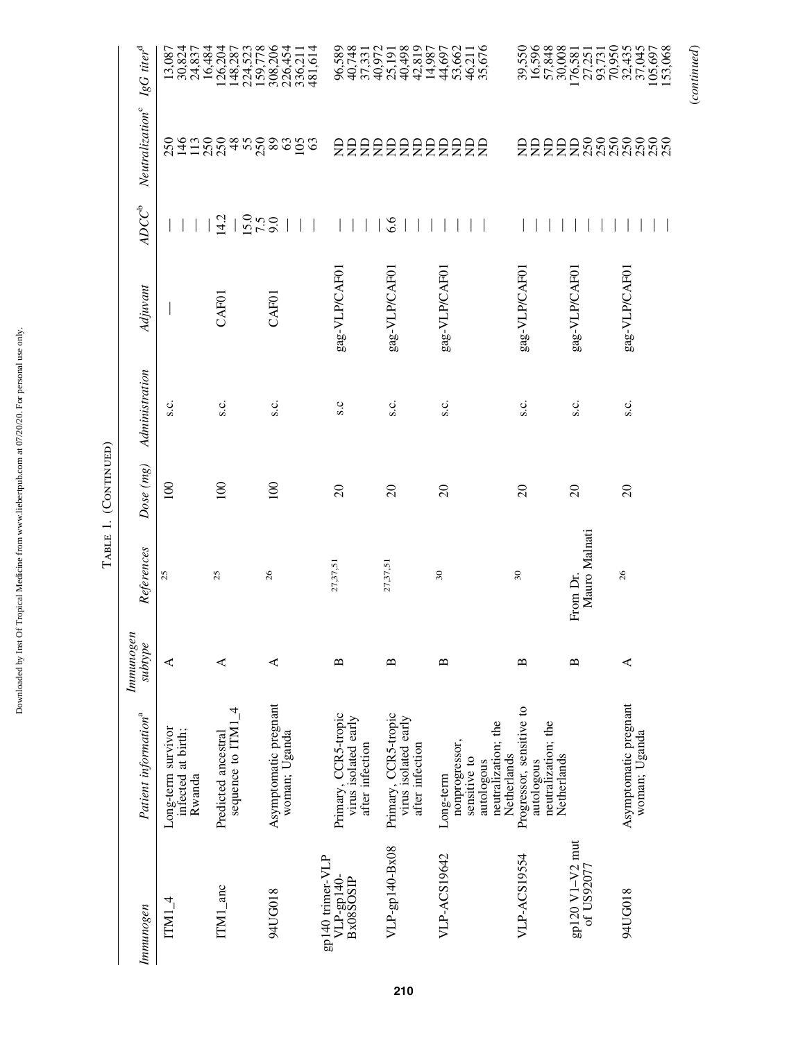Table 1. (Continued)

| Immunogen | Patient information[a] | Immunogen subtype | References | Dose (mg) | Administration | Adjuvant | ADCC[b] | Neutralization[c] | IgG titer[d] |
|---|---|---|---|---|---|---|---|---|---|
| ITM1_4 | Long-term survivor infected at birth; Rwanda | A | 25 | 100 | s.c. | — | — | 250 | 13,087 |
| | | | | | | | — | 146 | 30,824 |
| | | | | | | | — | 113 | 24,837 |
| | | | | | | | — | 250 | 16,484 |
| ITM1_anc | Predicted ancestral sequence to ITM1_4 | A | 25 | 100 | s.c. | CAF01 | 14.2 | 250 | 126,204 |
| | | | | | | | — | 48 | 148,287 |
| | | | | | | | 15.0 | 55 | 224,523 |
| | | | | | | | 7.5 | 250 | 159,778 |
| 94UG018 | Asymptomatic pregnant woman; Uganda | A | 26 | 100 | s.c. | CAF01 | 9.0 | 89 | 308,206 |
| | | | | | | | — | 63 | 226,454 |
| | | | | | | | — | 105 | 336,211 |
| | | | | | | | — | 63 | 481,614 |
| gp140 trimer-VLP | | | | | | | | | |
| VLP-gp140-Bx08SOSIP | Primary, CCR5-tropic virus isolated early after infection | B | 27,37,51 | 20 | s.c | gag-VLP/CAF01 | — | ND | 96,589 |
| | | | | | | | — | ND | 40,748 |
| | | | | | | | — | ND | 37,331 |
| | | | | | | | — | ND | 40,972 |
| VLP-gp140-Bx08 | Primary, CCR5-tropic virus isolated early after infection | B | 27,37,51 | 20 | s.c. | gag-VLP/CAF01 | 6.6 | ND | 25,191 |
| | | | | | | | — | ND | 40,498 |
| | | | | | | | — | ND | 42,819 |
| | | | | | | | — | ND | 14,987 |
| VLP-ACS19642 | Long-term nonprogressor, sensitive to autologous neutralization; the Netherlands | B | 30 | 20 | s.c. | gag-VLP/CAF01 | — | ND | 44,697 |
| | | | | | | | — | ND | 53,662 |
| | | | | | | | — | ND | 46,211 |
| | | | | | | | — | ND | 35,676 |
| VLP-ACS19554 | Progressor, sensitive to autologous neutralization; the Netherlands | B | 30 | 20 | s.c. | gag-VLP/CAF01 | — | ND | 39,550 |
| | | | | | | | — | ND | 16,596 |
| | | | | | | | — | ND | 57,848 |
| | | | | | | | — | ND | 30,008 |
| gp120 V1–V2 mut of US92077 | | B | From Dr. Mauro Malnati | 20 | s.c. | gag-VLP/CAF01 | — | ND | 176,581 |
| | | | | | | | — | 250 | 27,251 |
| | | | | | | | — | 250 | 93,731 |
| | | | | | | | — | 250 | 70,950 |
| 94UG018 | Asymptomatic pregnant woman; Uganda | A | 26 | 20 | s.c. | gag-VLP/CAF01 | — | 250 | 32,435 |
| | | | | | | | — | 250 | 37,045 |
| | | | | | | | — | 250 | 105,697 |
| | | | | | | | — | 250 | 153,068 |

(continued)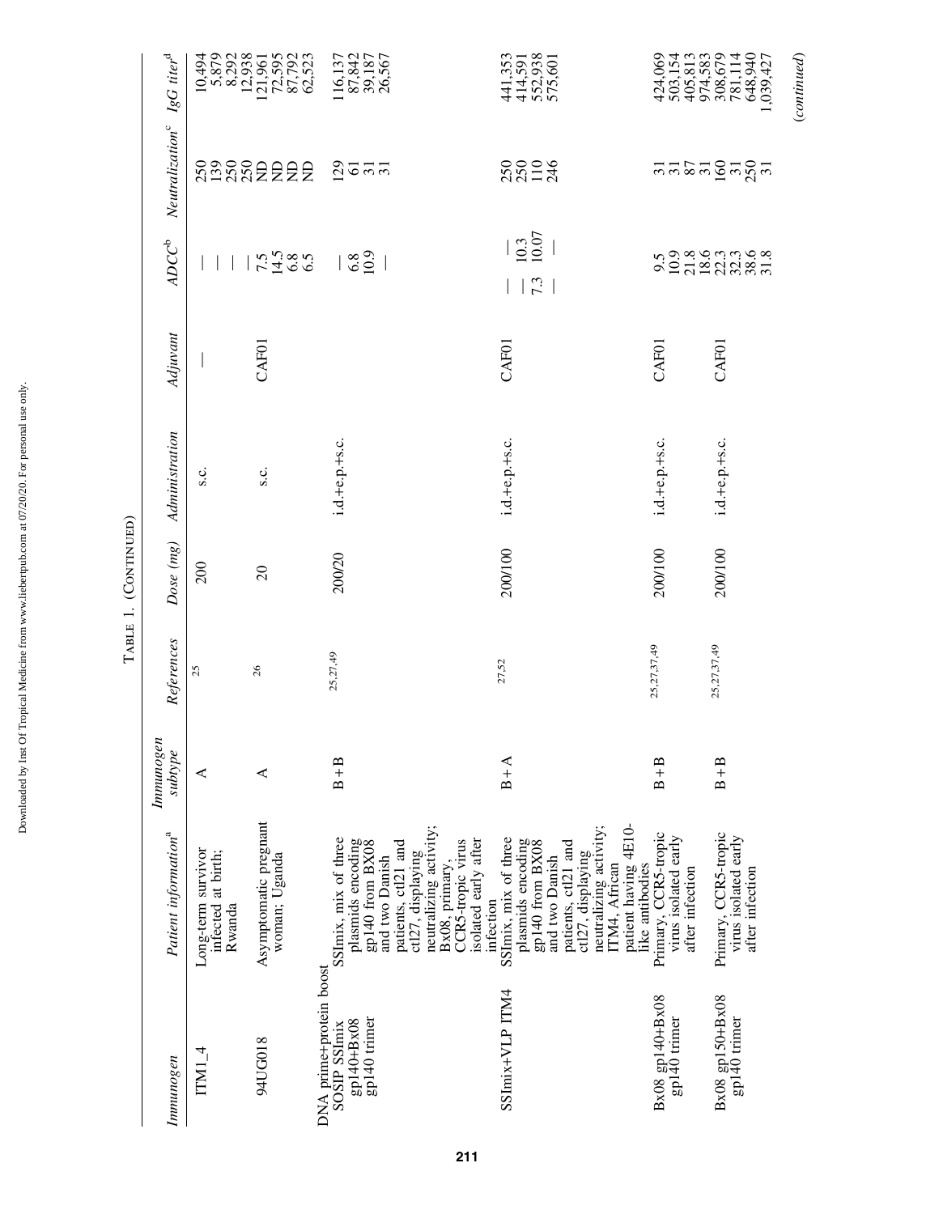TABLE 1. (CONTINUED)

| Immunogen | Patient information[a] | Immunogen subtype | References | Dose (mg) | Administration | Adjuvant | ADCC[b] | Neutralization[c] | IgG titer[d] |
|---|---|---|---|---|---|---|---|---|---|
| ITM1_4 | Long-term survivor infected at birth; Rwanda | A | 25 | 200 | s.c. | — | —<br>—<br>—<br>— | 250<br>139<br>250<br>250 | 10,494<br>5,879<br>8,292<br>12,938 |
| 94UG018 | Asymptomatic pregnant woman; Uganda | A | 26 | 20 | s.c. | CAF01 | 7.5<br>14.5<br>6.8<br>6.5 | ND<br>ND<br>ND<br>ND | 121,961<br>72,595<br>87,792<br>62,523 |
| DNA prime+protein boost | | | | | | | | | |
| SOSIP SSImix gp140+Bx08 gp140 trimer | SSImix, mix of three plasmids encoding gp140 from BX08 and two Danish patients, ctl21 and ctl27, displaying neutralizing activity; Bx08, primary, CCR5-tropic virus isolated early after infection | B + B | 25,27,49 | 200/20 | i.d.+e.p.+s.c. | | —<br>6.8<br>10.9<br>— | 129<br>61<br>31<br>31 | 116,137<br>87,842<br>39,187<br>26,567 |
| SSImix+VLP ITM4 | SSImix, mix of three plasmids encoding gp140 from BX08 and two Danish patients, ctl21 and ctl27, displaying neutralizing activity; ITM4, African patient having 4E10-like antibodies | B + A | 27,52 | 200/100 | i.d.+e.p.+s.c. | CAF01 | — —<br>— 10.3<br>7.3 10.07<br>— — | 250<br>250<br>110<br>246 | 441,353<br>414,591<br>552,938<br>575,601 |
| Bx08 gp140+Bx08 gp140 trimer | Primary, CCR5-tropic virus isolated early after infection | B + B | 25,27,37,49 | 200/100 | i.d.+e.p.+s.c. | CAF01 | 9.5<br>10.9<br>21.8<br>18.6 | 31<br>31<br>87<br>31 | 424,069<br>503,154<br>405,813<br>974,583 |
| Bx08 gp150+Bx08 gp140 trimer | Primary, CCR5-tropic virus isolated early after infection | B + B | 25,27,37,49 | 200/100 | i.d.+e.p.+s.c. | CAF01 | 22.3<br>32.3<br>38.6<br>31.8 | 160<br>31<br>250<br>31 | 308,679<br>781,114<br>648,940<br>1,039,427 |

(continued)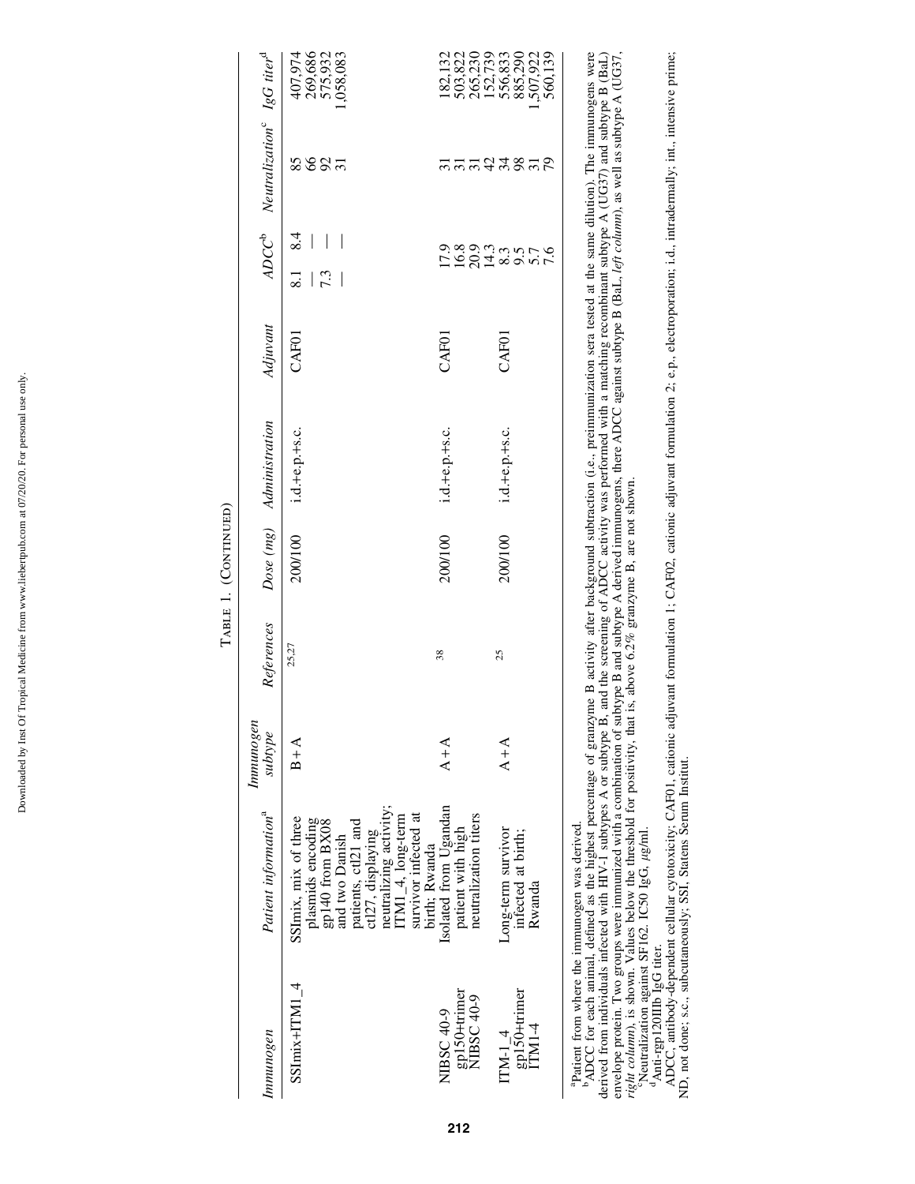TABLE 1. (CONTINUED)

| Immunogen | Patient information[a] | Immunogen subtype | References | Dose (mg) | Administration | Adjuvant | ADCC[b] | | Neutralization[c] | IgG titer[d] |
|---|---|---|---|---|---|---|---|---|---|---|
| SSImix+ITM1_4 | SSImix, mix of three plasmids encoding gp140 from BX08 and two Danish patients, ctl21 and ctl27, displaying neutralizing activity; ITM1_4, long-term survivor infected at birth; Rwanda | B + A | 25,27 | 200/100 | i.d.+e.p.+s.c. | CAF01 | 8.1 | 8.4 | 85 | 407,974 |
| | | | | | | | — | — | 66 | 269,686 |
| | | | | | | | 7.3 | — | 92 | 575,932 |
| | | | | | | | — | — | 31 | 1,058,083 |
| NIBSC 40-9 gp150+trimer NIBSC 40-9 | Isolated from Ugandan patient with high neutralization titers | A + A | 38 | 200/100 | i.d.+e.p.+s.c. | CAF01 | 17.9 | | 31 | 182,132 |
| | | | | | | | 16.8 | | 31 | 503,822 |
| | | | | | | | 20.9 | | 31 | 265,230 |
| | | | | | | | 14.3 | | 42 | 152,739 |
| ITM-1_4 gp150+trimer ITM1-4 | Long-term survivor infected at birth; Rwanda | A + A | 25 | 200/100 | i.d.+e.p.+s.c. | CAF01 | 8.3 | | 34 | 556,833 |
| | | | | | | | 9.5 | | 98 | 885,290 |
| | | | | | | | 5.7 | | 31 | 1,507,922 |
| | | | | | | | 7.6 | | 79 | 560,139 |

[a]Patient from where the immunogen was derived.

[b]ADCC for each animal, defined as the highest percentage of granzyme B activity after background subtraction (i.e., preimmunization sera tested at the same dilution). The immunogens were derived from individuals infected with HIV-1 subtypes A or subtype B, and the screening of ADCC activity was performed with a matching recombinant subtype A (UG37) and subtype B (BaL) envelope protein. Two groups were immunized with a combination of subtype B and subtype A derived immunogens, there ADCC against subtype B (BaL, *left column*), as well as subtype A (UG37, *right column*), is shown. Values below the threshold for positivity, that is, above 6.2% granzyme B, are not shown.

[c]Neutralization against SF162. IC50 IgG, μg/ml.

[d]Anti-rgp120IIIb IgG titer.

ADCC, antibody-dependent cellular cytotoxicity; CAF01, cationic adjuvant formulation 1; CAF02, cationic adjuvant formulation 2; e.p., electroporation; i.d., intradermally; int., intensive prime; ND, not done; s.c., subcutaneously; SSI, Statens Serum Institut.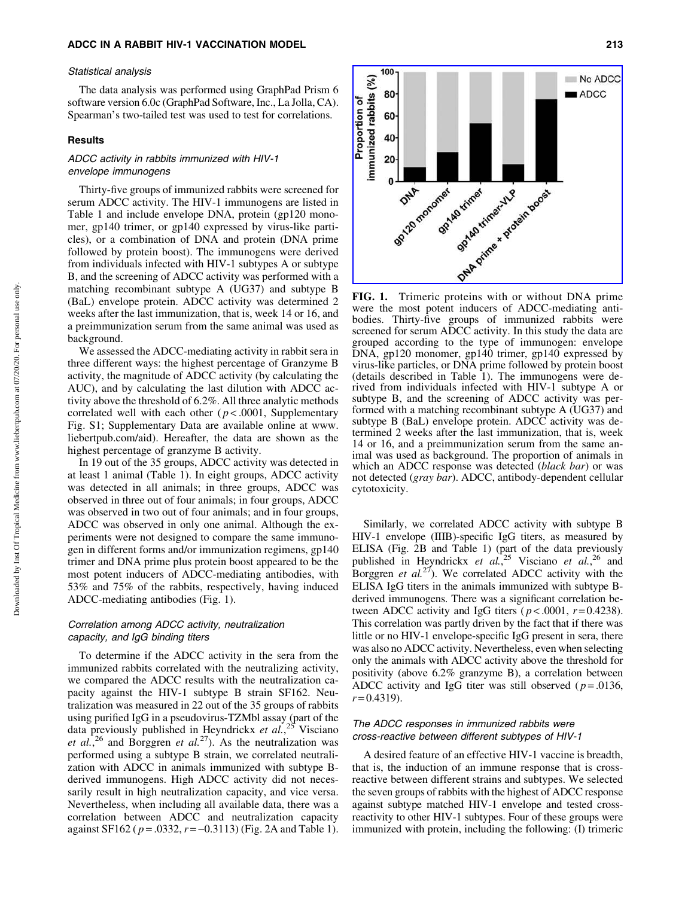### Statistical analysis

The data analysis was performed using GraphPad Prism 6 software version 6.0c (GraphPad Software, Inc., La Jolla, CA). Spearman's two-tailed test was used to test for correlations.

## Results

### ADCC activity in rabbits immunized with HIV-1 envelope immunogens

Thirty-five groups of immunized rabbits were screened for serum ADCC activity. The HIV-1 immunogens are listed in Table 1 and include envelope DNA, protein (gp120 monomer, gp140 trimer, or gp140 expressed by virus-like particles), or a combination of DNA and protein (DNA prime followed by protein boost). The immunogens were derived from individuals infected with HIV-1 subtypes A or subtype B, and the screening of ADCC activity was performed with a matching recombinant subtype A (UG37) and subtype B (BaL) envelope protein. ADCC activity was determined 2 weeks after the last immunization, that is, week 14 or 16, and a preimmunization serum from the same animal was used as background.

We assessed the ADCC-mediating activity in rabbit sera in three different ways: the highest percentage of Granzyme B activity, the magnitude of ADCC activity (by calculating the AUC), and by calculating the last dilution with ADCC activity above the threshold of 6.2%. All three analytic methods correlated well with each other ($p < .0001$, Supplementary Fig. S1; Supplementary Data are available online at www.liebertpub.com/aid). Hereafter, the data are shown as the highest percentage of granzyme B activity.

In 19 out of the 35 groups, ADCC activity was detected in at least 1 animal (Table 1). In eight groups, ADCC activity was detected in all animals; in three groups, ADCC was observed in three out of four animals; in four groups, ADCC was observed in two out of four animals; and in four groups, ADCC was observed in only one animal. Although the experiments were not designed to compare the same immunogen in different forms and/or immunization regimens, gp140 trimer and DNA prime plus protein boost appeared to be the most potent inducers of ADCC-mediating antibodies, with 53% and 75% of the rabbits, respectively, having induced ADCC-mediating antibodies (Fig. 1).

**FIG. 1.** Trimeric proteins with or without DNA prime were the most potent inducers of ADCC-mediating antibodies. Thirty-five groups of immunized rabbits were screened for serum ADCC activity. In this study the data are grouped according to the type of immunogen: envelope DNA, gp120 monomer, gp140 trimer, gp140 expressed by virus-like particles, or DNA prime followed by protein boost (details described in Table 1). The immunogens were derived from individuals infected with HIV-1 subtype A or subtype B, and the screening of ADCC activity was performed with a matching recombinant subtype A (UG37) and subtype B (BaL) envelope protein. ADCC activity was determined 2 weeks after the last immunization, that is, week 14 or 16, and a preimmunization serum from the same animal was used as background. The proportion of animals in which an ADCC response was detected (*black bar*) or was not detected (*gray bar*). ADCC, antibody-dependent cellular cytotoxicity.

### Correlation among ADCC activity, neutralization capacity, and IgG binding titers

To determine if the ADCC activity in the sera from the immunized rabbits correlated with the neutralizing activity, we compared the ADCC results with the neutralization capacity against the HIV-1 subtype B strain SF162. Neutralization was measured in 22 out of the 35 groups of rabbits using purified IgG in a pseudovirus-TZMbl assay (part of the data previously published in Heyndrickx *et al.*,[25] Visciano *et al.*,[26] and Borggren *et al.*[27]). As the neutralization was performed using a subtype B strain, we correlated neutralization with ADCC in animals immunized with subtype B-derived immunogens. High ADCC activity did not necessarily result in high neutralization capacity, and vice versa. Nevertheless, when including all available data, there was a correlation between ADCC and neutralization capacity against SF162 ($p = .0332$, $r = -0.3113$) (Fig. 2A and Table 1).

Similarly, we correlated ADCC activity with subtype B HIV-1 envelope (IIIB)-specific IgG titers, as measured by ELISA (Fig. 2B and Table 1) (part of the data previously published in Heyndrickx *et al.*,[25] Visciano *et al.*,[26] and Borggren *et al.*[27]). We correlated ADCC activity with the ELISA IgG titers in the animals immunized with subtype B-derived immunogens. There was a significant correlation between ADCC activity and IgG titers ($p < .0001$, $r = 0.4238$). This correlation was partly driven by the fact that if there was little or no HIV-1 envelope-specific IgG present in sera, there was also no ADCC activity. Nevertheless, even when selecting only the animals with ADCC activity above the threshold for positivity (above 6.2% granzyme B), a correlation between ADCC activity and IgG titer was still observed ($p = .0136$, $r = 0.4319$).

### The ADCC responses in immunized rabbits were cross-reactive between different subtypes of HIV-1

A desired feature of an effective HIV-1 vaccine is breadth, that is, the induction of an immune response that is cross-reactive between different strains and subtypes. We selected the seven groups of rabbits with the highest of ADCC response against subtype matched HIV-1 envelope and tested cross-reactivity to other HIV-1 subtypes. Four of these groups were immunized with protein, including the following: (I) trimeric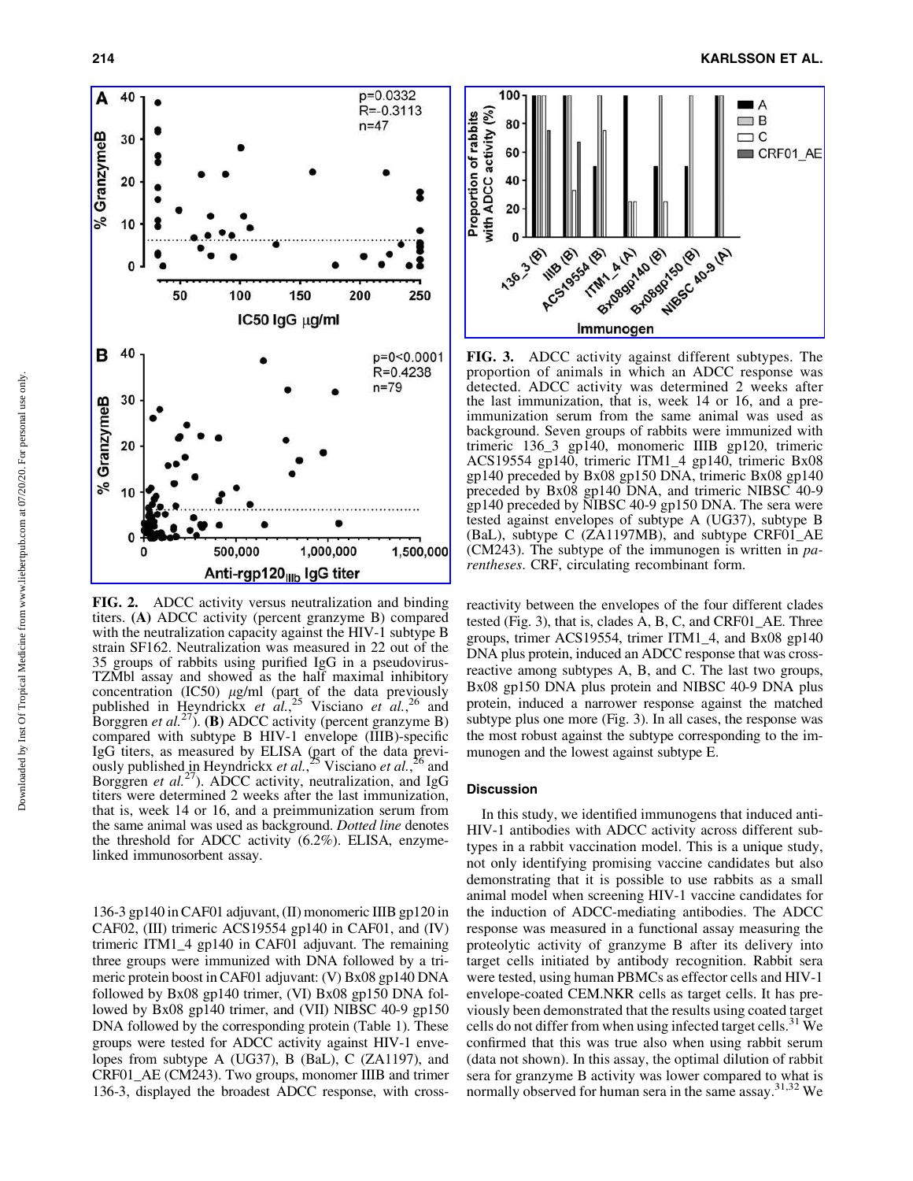FIG. 2. ADCC activity versus neutralization and binding titers. **(A)** ADCC activity (percent granzyme B) compared with the neutralization capacity against the HIV-1 subtype B strain SF162. Neutralization was measured in 22 out of the 35 groups of rabbits using purified IgG in a pseudovirus-TZMbl assay and showed as the half maximal inhibitory concentration (IC50) μg/ml (part of the data previously published in Heyndrickx *et al.*,[25] Visciano *et al.*,[26] and Borggren *et al.*[27]). **(B)** ADCC activity (percent granzyme B) compared with subtype B HIV-1 envelope (IIIB)-specific IgG titers, as measured by ELISA (part of the data previously published in Heyndrickx *et al.*,[25] Visciano *et al.*,[26] and Borggren *et al.*[27]). ADCC activity, neutralization, and IgG titers were determined 2 weeks after the last immunization, that is, week 14 or 16, and a preimmunization serum from the same animal was used as background. *Dotted line* denotes the threshold for ADCC activity (6.2%). ELISA, enzyme-linked immunosorbent assay.

FIG. 3. ADCC activity against different subtypes. The proportion of animals in which an ADCC response was detected. ADCC activity was determined 2 weeks after the last immunization, that is, week 14 or 16, and a preimmunization serum from the same animal was used as background. Seven groups of rabbits were immunized with trimeric 136_3 gp140, monomeric IIIB gp120, trimeric ACS19554 gp140, trimeric ITM1_4 gp140, trimeric Bx08 gp140 preceded by Bx08 gp150 DNA, trimeric Bx08 gp140 preceded by Bx08 gp140 DNA, and trimeric NIBSC 40-9 gp140 preceded by NIBSC 40-9 gp150 DNA. The sera were tested against envelopes of subtype A (UG37), subtype B (BaL), subtype C (ZA1197MB), and subtype CRF01_AE (CM243). The subtype of the immunogen is written in *parentheses*. CRF, circulating recombinant form.

136-3 gp140 in CAF01 adjuvant, (II) monomeric IIIB gp120 in CAF02, (III) trimeric ACS19554 gp140 in CAF01, and (IV) trimeric ITM1_4 gp140 in CAF01 adjuvant. The remaining three groups were immunized with DNA followed by a trimeric protein boost in CAF01 adjuvant: (V) Bx08 gp140 DNA followed by Bx08 gp140 trimer, (VI) Bx08 gp150 DNA followed by Bx08 gp140 trimer, and (VII) NIBSC 40-9 gp150 DNA followed by the corresponding protein (Table 1). These groups were tested for ADCC activity against HIV-1 envelopes from subtype A (UG37), B (BaL), C (ZA1197), and CRF01_AE (CM243). Two groups, monomer IIIB and trimer 136-3, displayed the broadest ADCC response, with cross-reactivity between the envelopes of the four different clades tested (Fig. 3), that is, clades A, B, C, and CRF01_AE. Three groups, trimer ACS19554, trimer ITM1_4, and Bx08 gp140 DNA plus protein, induced an ADCC response that was cross-reactive among subtypes A, B, and C. The last two groups, Bx08 gp150 DNA plus protein and NIBSC 40-9 DNA plus protein, induced a narrower response against the matched subtype plus one more (Fig. 3). In all cases, the response was the most robust against the subtype corresponding to the immunogen and the lowest against subtype E.

## Discussion

In this study, we identified immunogens that induced anti-HIV-1 antibodies with ADCC activity across different subtypes in a rabbit vaccination model. This is a unique study, not only identifying promising vaccine candidates but also demonstrating that it is possible to use rabbits as a small animal model when screening HIV-1 vaccine candidates for the induction of ADCC-mediating antibodies. The ADCC response was measured in a functional assay measuring the proteolytic activity of granzyme B after its delivery into target cells initiated by antibody recognition. Rabbit sera were tested, using human PBMCs as effector cells and HIV-1 envelope-coated CEM.NKR cells as target cells. It has previously been demonstrated that the results using coated target cells do not differ from when using infected target cells.[31] We confirmed that this was true also when using rabbit serum (data not shown). In this assay, the optimal dilution of rabbit sera for granzyme B activity was lower compared to what is normally observed for human sera in the same assay.[31,32] We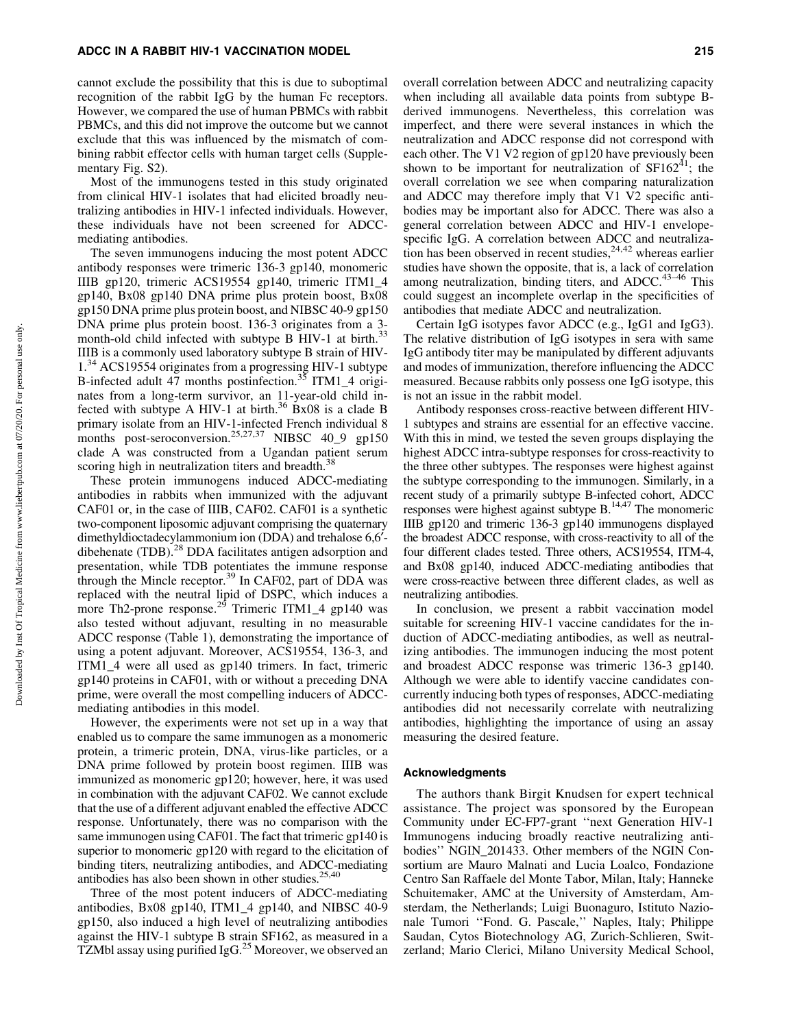cannot exclude the possibility that this is due to suboptimal recognition of the rabbit IgG by the human Fc receptors. However, we compared the use of human PBMCs with rabbit PBMCs, and this did not improve the outcome but we cannot exclude that this was influenced by the mismatch of combining rabbit effector cells with human target cells (Supplementary Fig. S2).

Most of the immunogens tested in this study originated from clinical HIV-1 isolates that had elicited broadly neutralizing antibodies in HIV-1 infected individuals. However, these individuals have not been screened for ADCC-mediating antibodies.

The seven immunogens inducing the most potent ADCC antibody responses were trimeric 136-3 gp140, monomeric IIIB gp120, trimeric ACS19554 gp140, trimeric ITM1_4 gp140, Bx08 gp140 DNA prime plus protein boost, Bx08 gp150 DNA prime plus protein boost, and NIBSC 40-9 gp150 DNA prime plus protein boost. 136-3 originates from a 3-month-old child infected with subtype B HIV-1 at birth.[33] IIIB is a commonly used laboratory subtype B strain of HIV-1.[34] ACS19554 originates from a progressing HIV-1 subtype B-infected adult 47 months postinfection.[35] ITM1_4 originates from a long-term survivor, an 11-year-old child infected with subtype A HIV-1 at birth.[36] Bx08 is a clade B primary isolate from an HIV-1-infected French individual 8 months post-seroconversion.[25,27,37] NIBSC 40_9 gp150 clade A was constructed from a Ugandan patient serum scoring high in neutralization titers and breadth.[38]

These protein immunogens induced ADCC-mediating antibodies in rabbits when immunized with the adjuvant CAF01 or, in the case of IIIB, CAF02. CAF01 is a synthetic two-component liposomic adjuvant comprising the quaternary dimethyldioctadecylammonium ion (DDA) and trehalose 6,6′-dibehenate (TDB).[28] DDA facilitates antigen adsorption and presentation, while TDB potentiates the immune response through the Mincle receptor.[39] In CAF02, part of DDA was replaced with the neutral lipid of DSPC, which induces a more Th2-prone response.[29] Trimeric ITM1_4 gp140 was also tested without adjuvant, resulting in no measurable ADCC response (Table 1), demonstrating the importance of using a potent adjuvant. Moreover, ACS19554, 136-3, and ITM1_4 were all used as gp140 trimers. In fact, trimeric gp140 proteins in CAF01, with or without a preceding DNA prime, were overall the most compelling inducers of ADCC-mediating antibodies in this model.

However, the experiments were not set up in a way that enabled us to compare the same immunogen as a monomeric protein, a trimeric protein, DNA, virus-like particles, or a DNA prime followed by protein boost regimen. IIIB was immunized as monomeric gp120; however, here, it was used in combination with the adjuvant CAF02. We cannot exclude that the use of a different adjuvant enabled the effective ADCC response. Unfortunately, there was no comparison with the same immunogen using CAF01. The fact that trimeric gp140 is superior to monomeric gp120 with regard to the elicitation of binding titers, neutralizing antibodies, and ADCC-mediating antibodies has also been shown in other studies.[25,40]

Three of the most potent inducers of ADCC-mediating antibodies, Bx08 gp140, ITM1_4 gp140, and NIBSC 40-9 gp150, also induced a high level of neutralizing antibodies against the HIV-1 subtype B strain SF162, as measured in a TZMbl assay using purified IgG.[25] Moreover, we observed an overall correlation between ADCC and neutralizing capacity when including all available data points from subtype B-derived immunogens. Nevertheless, this correlation was imperfect, and there were several instances in which the neutralization and ADCC response did not correspond with each other. The V1 V2 region of gp120 have previously been shown to be important for neutralization of SF162[41]; the overall correlation we see when comparing naturalization and ADCC may therefore imply that V1 V2 specific antibodies may be important also for ADCC. There was also a general correlation between ADCC and HIV-1 envelope-specific IgG. A correlation between ADCC and neutralization has been observed in recent studies,[24,42] whereas earlier studies have shown the opposite, that is, a lack of correlation among neutralization, binding titers, and ADCC.[43–46] This could suggest an incomplete overlap in the specificities of antibodies that mediate ADCC and neutralization.

Certain IgG isotypes favor ADCC (e.g., IgG1 and IgG3). The relative distribution of IgG isotypes in sera with same IgG antibody titer may be manipulated by different adjuvants and modes of immunization, therefore influencing the ADCC measured. Because rabbits only possess one IgG isotype, this is not an issue in the rabbit model.

Antibody responses cross-reactive between different HIV-1 subtypes and strains are essential for an effective vaccine. With this in mind, we tested the seven groups displaying the highest ADCC intra-subtype responses for cross-reactivity to the three other subtypes. The responses were highest against the subtype corresponding to the immunogen. Similarly, in a recent study of a primarily subtype B-infected cohort, ADCC responses were highest against subtype B.[14,47] The monomeric IIIB gp120 and trimeric 136-3 gp140 immunogens displayed the broadest ADCC response, with cross-reactivity to all of the four different clades tested. Three others, ACS19554, ITM-4, and Bx08 gp140, induced ADCC-mediating antibodies that were cross-reactive between three different clades, as well as neutralizing antibodies.

In conclusion, we present a rabbit vaccination model suitable for screening HIV-1 vaccine candidates for the induction of ADCC-mediating antibodies, as well as neutralizing antibodies. The immunogen inducing the most potent and broadest ADCC response was trimeric 136-3 gp140. Although we were able to identify vaccine candidates concurrently inducing both types of responses, ADCC-mediating antibodies did not necessarily correlate with neutralizing antibodies, highlighting the importance of using an assay measuring the desired feature.

## Acknowledgments

The authors thank Birgit Knudsen for expert technical assistance. The project was sponsored by the European Community under EC-FP7-grant ''next Generation HIV-1 Immunogens inducing broadly reactive neutralizing antibodies'' NGIN_201433. Other members of the NGIN Consortium are Mauro Malnati and Lucia Loalco, Fondazione Centro San Raffaele del Monte Tabor, Milan, Italy; Hanneke Schuitemaker, AMC at the University of Amsterdam, Amsterdam, the Netherlands; Luigi Buonaguro, Istituto Nazionale Tumori ''Fond. G. Pascale,'' Naples, Italy; Philippe Saudan, Cytos Biotechnology AG, Zurich-Schlieren, Switzerland; Mario Clerici, Milano University Medical School,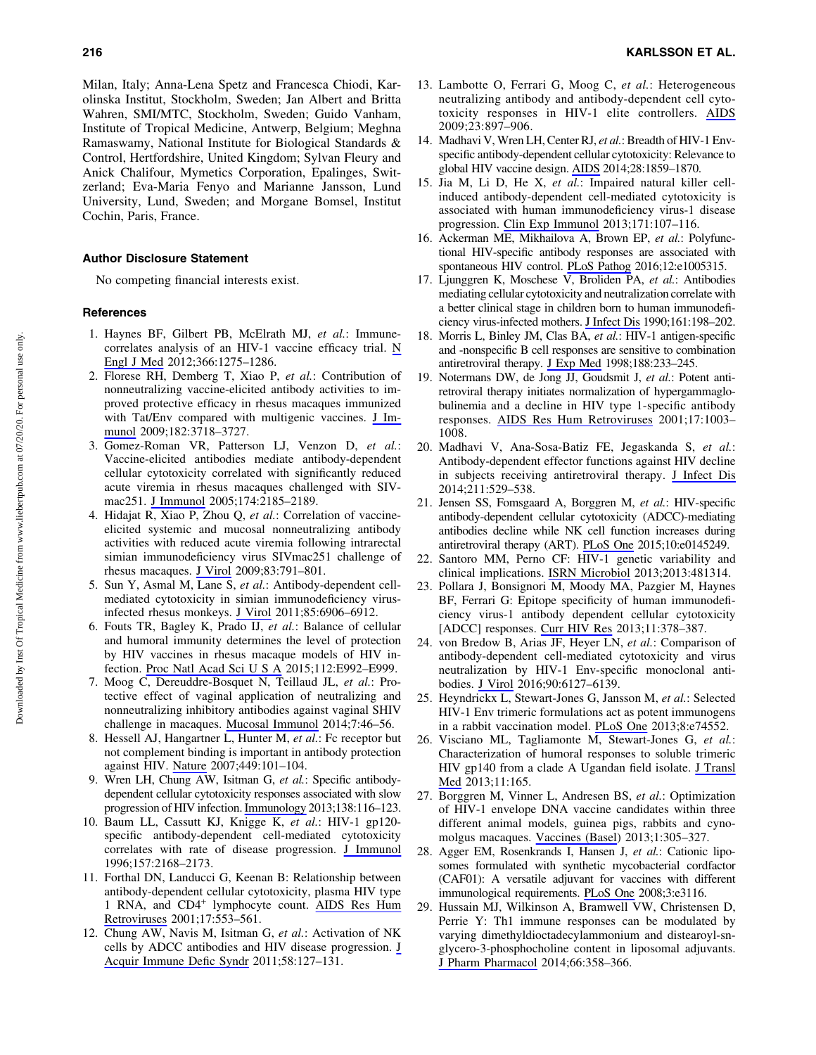Milan, Italy; Anna-Lena Spetz and Francesca Chiodi, Karolinska Institut, Stockholm, Sweden; Jan Albert and Britta Wahren, SMI/MTC, Stockholm, Sweden; Guido Vanham, Institute of Tropical Medicine, Antwerp, Belgium; Meghna Ramaswamy, National Institute for Biological Standards & Control, Hertfordshire, United Kingdom; Sylvan Fleury and Anick Chalifour, Mymetics Corporation, Epalinges, Switzerland; Eva-Maria Fenyo and Marianne Jansson, Lund University, Lund, Sweden; and Morgane Bomsel, Institut Cochin, Paris, France.

### Author Disclosure Statement

No competing financial interests exist.

### References

1. Haynes BF, Gilbert PB, McElrath MJ, *et al.*: Immune-correlates analysis of an HIV-1 vaccine efficacy trial. N Engl J Med 2012;366:1275–1286.
2. Florese RH, Demberg T, Xiao P, *et al.*: Contribution of nonneutralizing vaccine-elicited antibody activities to improved protective efficacy in rhesus macaques immunized with Tat/Env compared with multigenic vaccines. J Immunol 2009;182:3718–3727.
3. Gomez-Roman VR, Patterson LJ, Venzon D, *et al.*: Vaccine-elicited antibodies mediate antibody-dependent cellular cytotoxicity correlated with significantly reduced acute viremia in rhesus macaques challenged with SIVmac251. J Immunol 2005;174:2185–2189.
4. Hidajat R, Xiao P, Zhou Q, *et al.*: Correlation of vaccine-elicited systemic and mucosal nonneutralizing antibody activities with reduced acute viremia following intrarectal simian immunodeficiency virus SIVmac251 challenge of rhesus macaques. J Virol 2009;83:791–801.
5. Sun Y, Asmal M, Lane S, *et al.*: Antibody-dependent cell-mediated cytotoxicity in simian immunodeficiency virus-infected rhesus monkeys. J Virol 2011;85:6906–6912.
6. Fouts TR, Bagley K, Prado IJ, *et al.*: Balance of cellular and humoral immunity determines the level of protection by HIV vaccines in rhesus macaque models of HIV infection. Proc Natl Acad Sci U S A 2015;112:E992–E999.
7. Moog C, Dereuddre-Bosquet N, Teillaud JL, *et al.*: Protective effect of vaginal application of neutralizing and nonneutralizing inhibitory antibodies against vaginal SHIV challenge in macaques. Mucosal Immunol 2014;7:46–56.
8. Hessell AJ, Hangartner L, Hunter M, *et al.*: Fc receptor but not complement binding is important in antibody protection against HIV. Nature 2007;449:101–104.
9. Wren LH, Chung AW, Isitman G, *et al.*: Specific antibody-dependent cellular cytotoxicity responses associated with slow progression of HIV infection. Immunology 2013;138:116–123.
10. Baum LL, Cassutt KJ, Knigge K, *et al.*: HIV-1 gp120-specific antibody-dependent cell-mediated cytotoxicity correlates with rate of disease progression. J Immunol 1996;157:2168–2173.
11. Forthal DN, Landucci G, Keenan B: Relationship between antibody-dependent cellular cytotoxicity, plasma HIV type 1 RNA, and $CD4^+$ lymphocyte count. AIDS Res Hum Retroviruses 2001;17:553–561.
12. Chung AW, Navis M, Isitman G, *et al.*: Activation of NK cells by ADCC antibodies and HIV disease progression. J Acquir Immune Defic Syndr 2011;58:127–131.
13. Lambotte O, Ferrari G, Moog C, *et al.*: Heterogeneous neutralizing antibody and antibody-dependent cell cytotoxicity responses in HIV-1 elite controllers. AIDS 2009;23:897–906.
14. Madhavi V, Wren LH, Center RJ, *et al.*: Breadth of HIV-1 Env-specific antibody-dependent cellular cytotoxicity: Relevance to global HIV vaccine design. AIDS 2014;28:1859–1870.
15. Jia M, Li D, He X, *et al.*: Impaired natural killer cell-induced antibody-dependent cell-mediated cytotoxicity is associated with human immunodeficiency virus-1 disease progression. Clin Exp Immunol 2013;171:107–116.
16. Ackerman ME, Mikhailova A, Brown EP, *et al.*: Polyfunctional HIV-specific antibody responses are associated with spontaneous HIV control. PLoS Pathog 2016;12:e1005315.
17. Ljunggren K, Moschese V, Broliden PA, *et al.*: Antibodies mediating cellular cytotoxicity and neutralization correlate with a better clinical stage in children born to human immunodeficiency virus-infected mothers. J Infect Dis 1990;161:198–202.
18. Morris L, Binley JM, Clas BA, *et al.*: HIV-1 antigen-specific and -nonspecific B cell responses are sensitive to combination antiretroviral therapy. J Exp Med 1998;188:233–245.
19. Notermans DW, de Jong JJ, Goudsmit J, *et al.*: Potent antiretroviral therapy initiates normalization of hypergammaglobulinemia and a decline in HIV type 1-specific antibody responses. AIDS Res Hum Retroviruses 2001;17:1003–1008.
20. Madhavi V, Ana-Sosa-Batiz FE, Jegaskanda S, *et al.*: Antibody-dependent effector functions against HIV decline in subjects receiving antiretroviral therapy. J Infect Dis 2014;211:529–538.
21. Jensen SS, Fomsgaard A, Borggren M, *et al.*: HIV-specific antibody-dependent cellular cytotoxicity (ADCC)-mediating antibodies decline while NK cell function increases during antiretroviral therapy (ART). PLoS One 2015;10:e0145249.
22. Santoro MM, Perno CF: HIV-1 genetic variability and clinical implications. ISRN Microbiol 2013;2013:481314.
23. Pollara J, Bonsignori M, Moody MA, Pazgier M, Haynes BF, Ferrari G: Epitope specificity of human immunodeficiency virus-1 antibody dependent cellular cytotoxicity [ADCC] responses. Curr HIV Res 2013;11:378–387.
24. von Bredow B, Arias JF, Heyer LN, *et al.*: Comparison of antibody-dependent cell-mediated cytotoxicity and virus neutralization by HIV-1 Env-specific monoclonal antibodies. J Virol 2016;90:6127–6139.
25. Heyndrickx L, Stewart-Jones G, Jansson M, *et al.*: Selected HIV-1 Env trimeric formulations act as potent immunogens in a rabbit vaccination model. PLoS One 2013;8:e74552.
26. Visciano ML, Tagliamonte M, Stewart-Jones G, *et al.*: Characterization of humoral responses to soluble trimeric HIV gp140 from a clade A Ugandan field isolate. J Transl Med 2013;11:165.
27. Borggren M, Vinner L, Andresen BS, *et al.*: Optimization of HIV-1 envelope DNA vaccine candidates within three different animal models, guinea pigs, rabbits and cynomolgus macaques. Vaccines (Basel) 2013;1:305–327.
28. Agger EM, Rosenkrands I, Hansen J, *et al.*: Cationic liposomes formulated with synthetic mycobacterial cordfactor (CAF01): A versatile adjuvant for vaccines with different immunological requirements. PLoS One 2008;3:e3116.
29. Hussain MJ, Wilkinson A, Bramwell VW, Christensen D, Perrie Y: Th1 immune responses can be modulated by varying dimethyldioctadecylammonium and distearoyl-sn-glycero-3-phosphocholine content in liposomal adjuvants. J Pharm Pharmacol 2014;66:358–366.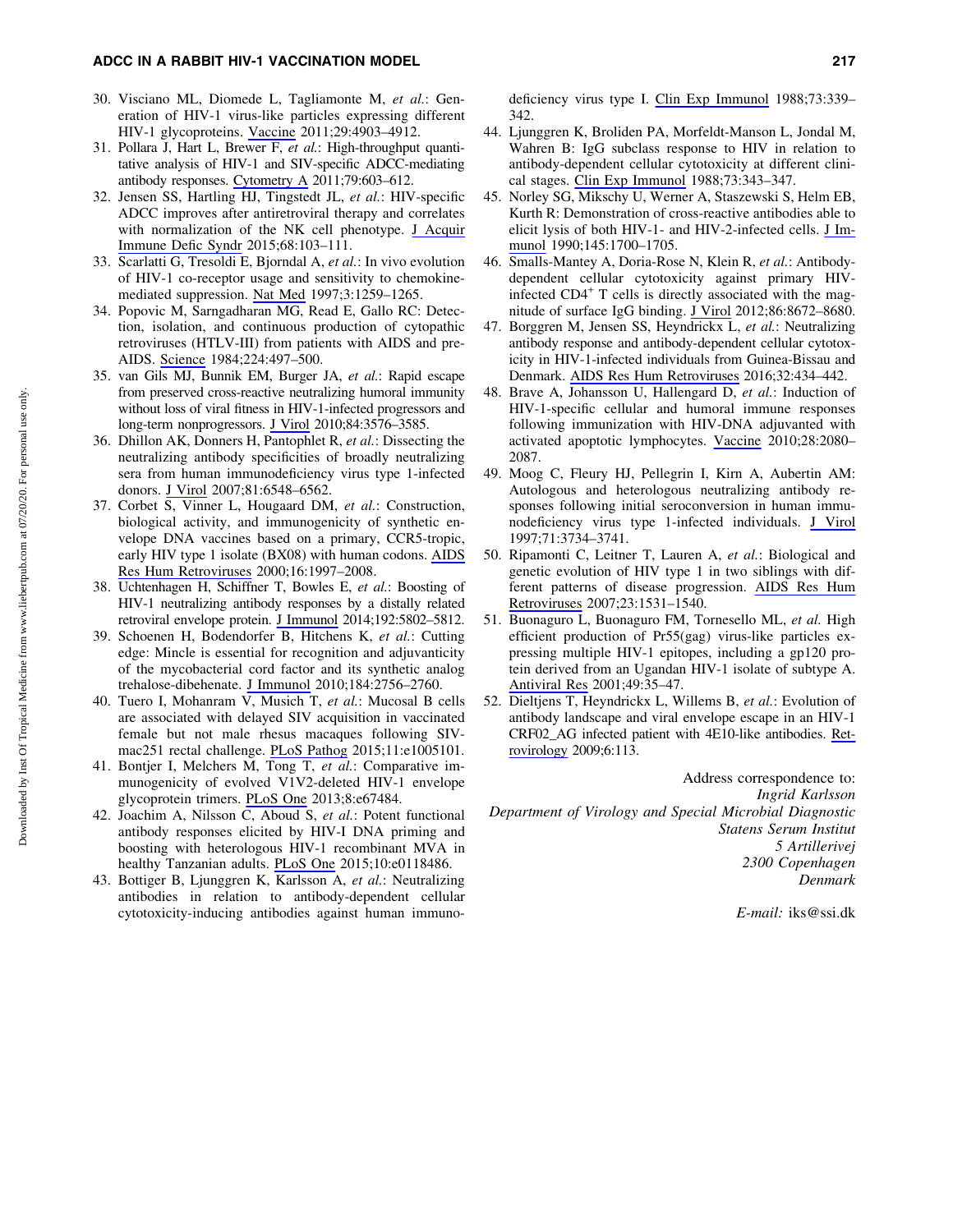30. Visciano ML, Diomede L, Tagliamonte M, *et al.*: Generation of HIV-1 virus-like particles expressing different HIV-1 glycoproteins. Vaccine 2011;29:4903–4912.
31. Pollara J, Hart L, Brewer F, *et al.*: High-throughput quantitative analysis of HIV-1 and SIV-specific ADCC-mediating antibody responses. Cytometry A 2011;79:603–612.
32. Jensen SS, Hartling HJ, Tingstedt JL, *et al.*: HIV-specific ADCC improves after antiretroviral therapy and correlates with normalization of the NK cell phenotype. J Acquir Immune Defic Syndr 2015;68:103–111.
33. Scarlatti G, Tresoldi E, Bjorndal A, *et al.*: In vivo evolution of HIV-1 co-receptor usage and sensitivity to chemokine-mediated suppression. Nat Med 1997;3:1259–1265.
34. Popovic M, Sarngadharan MG, Read E, Gallo RC: Detection, isolation, and continuous production of cytopathic retroviruses (HTLV-III) from patients with AIDS and pre-AIDS. Science 1984;224:497–500.
35. van Gils MJ, Bunnik EM, Burger JA, *et al.*: Rapid escape from preserved cross-reactive neutralizing humoral immunity without loss of viral fitness in HIV-1-infected progressors and long-term nonprogressors. J Virol 2010;84:3576–3585.
36. Dhillon AK, Donners H, Pantophlet R, *et al.*: Dissecting the neutralizing antibody specificities of broadly neutralizing sera from human immunodeficiency virus type 1-infected donors. J Virol 2007;81:6548–6562.
37. Corbet S, Vinner L, Hougaard DM, *et al.*: Construction, biological activity, and immunogenicity of synthetic envelope DNA vaccines based on a primary, CCR5-tropic, early HIV type 1 isolate (BX08) with human codons. AIDS Res Hum Retroviruses 2000;16:1997–2008.
38. Uchtenhagen H, Schiffner T, Bowles E, *et al.*: Boosting of HIV-1 neutralizing antibody responses by a distally related retroviral envelope protein. J Immunol 2014;192:5802–5812.
39. Schoenen H, Bodendorfer B, Hitchens K, *et al.*: Cutting edge: Mincle is essential for recognition and adjuvanticity of the mycobacterial cord factor and its synthetic analog trehalose-dibehenate. J Immunol 2010;184:2756–2760.
40. Tuero I, Mohanram V, Musich T, *et al.*: Mucosal B cells are associated with delayed SIV acquisition in vaccinated female but not male rhesus macaques following SIVmac251 rectal challenge. PLoS Pathog 2015;11:e1005101.
41. Bontjer I, Melchers M, Tong T, *et al.*: Comparative immunogenicity of evolved V1V2-deleted HIV-1 envelope glycoprotein trimers. PLoS One 2013;8:e67484.
42. Joachim A, Nilsson C, Aboud S, *et al.*: Potent functional antibody responses elicited by HIV-I DNA priming and boosting with heterologous HIV-1 recombinant MVA in healthy Tanzanian adults. PLoS One 2015;10:e0118486.
43. Bottiger B, Ljunggren K, Karlsson A, *et al.*: Neutralizing antibodies in relation to antibody-dependent cellular cytotoxicity-inducing antibodies against human immunodeficiency virus type I. Clin Exp Immunol 1988;73:339–342.
44. Ljunggren K, Broliden PA, Morfeldt-Manson L, Jondal M, Wahren B: IgG subclass response to HIV in relation to antibody-dependent cellular cytotoxicity at different clinical stages. Clin Exp Immunol 1988;73:343–347.
45. Norley SG, Mikschy U, Werner A, Staszewski S, Helm EB, Kurth R: Demonstration of cross-reactive antibodies able to elicit lysis of both HIV-1- and HIV-2-infected cells. J Immunol 1990;145:1700–1705.
46. Smalls-Mantey A, Doria-Rose N, Klein R, *et al.*: Antibody-dependent cellular cytotoxicity against primary HIV-infected $CD4^+$ T cells is directly associated with the magnitude of surface IgG binding. J Virol 2012;86:8672–8680.
47. Borggren M, Jensen SS, Heyndrickx L, *et al.*: Neutralizing antibody response and antibody-dependent cellular cytotoxicity in HIV-1-infected individuals from Guinea-Bissau and Denmark. AIDS Res Hum Retroviruses 2016;32:434–442.
48. Brave A, Johansson U, Hallengard D, *et al.*: Induction of HIV-1-specific cellular and humoral immune responses following immunization with HIV-DNA adjuvanted with activated apoptotic lymphocytes. Vaccine 2010;28:2080–2087.
49. Moog C, Fleury HJ, Pellegrin I, Kirn A, Aubertin AM: Autologous and heterologous neutralizing antibody responses following initial seroconversion in human immunodeficiency virus type 1-infected individuals. J Virol 1997;71:3734–3741.
50. Ripamonti C, Leitner T, Lauren A, *et al.*: Biological and genetic evolution of HIV type 1 in two siblings with different patterns of disease progression. AIDS Res Hum Retroviruses 2007;23:1531–1540.
51. Buonaguro L, Buonaguro FM, Tornesello ML, *et al.* High efficient production of Pr55(gag) virus-like particles expressing multiple HIV-1 epitopes, including a gp120 protein derived from an Ugandan HIV-1 isolate of subtype A. Antiviral Res 2001;49:35–47.
52. Dieltjens T, Heyndrickx L, Willems B, *et al.*: Evolution of antibody landscape and viral envelope escape in an HIV-1 CRF02_AG infected patient with 4E10-like antibodies. Retrovirology 2009;6:113.

Address correspondence to:
*Ingrid Karlsson*
*Department of Virology and Special Microbial Diagnostic*
*Statens Serum Institut*
*5 Artillerivej*
*2300 Copenhagen*
*Denmark*

*E-mail:* iks@ssi.dk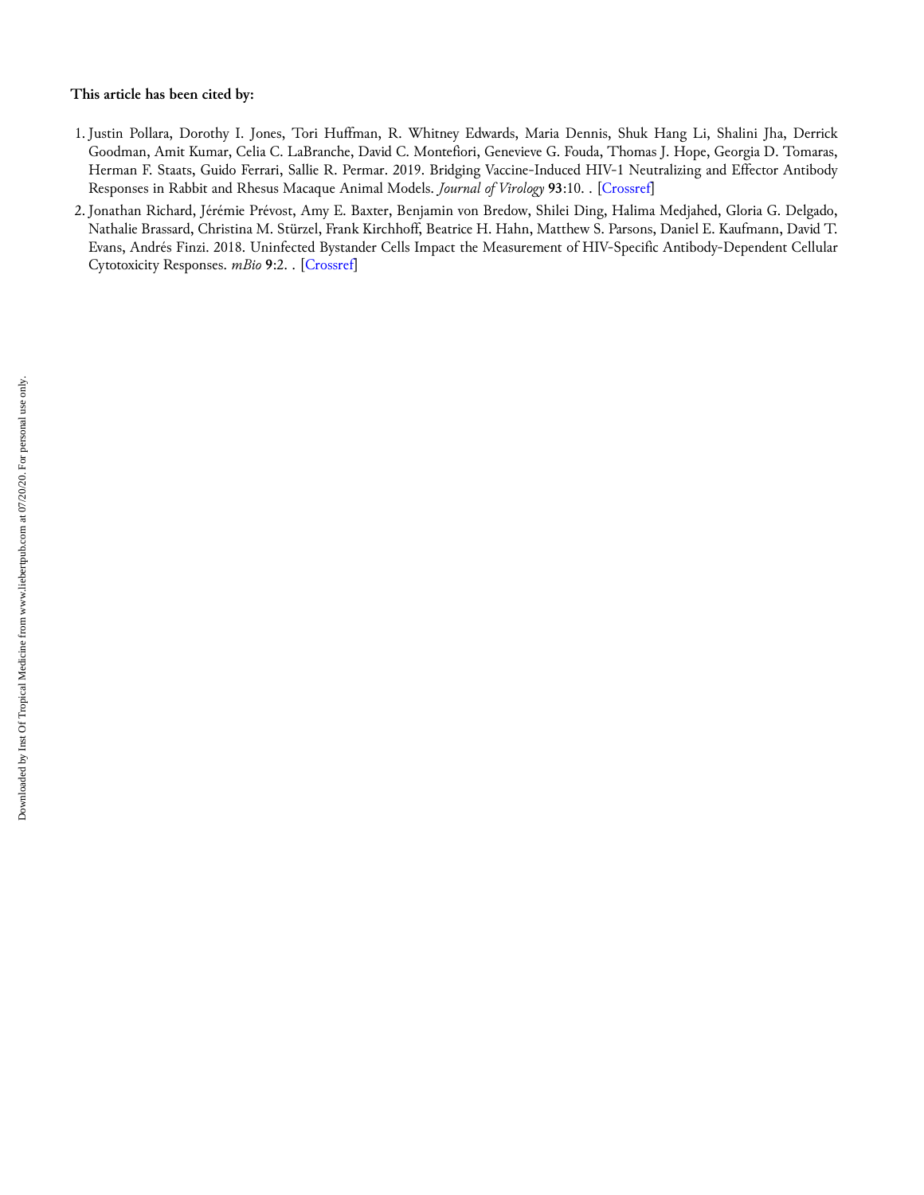**This article has been cited by:**

1. Justin Pollara, Dorothy I. Jones, Tori Huffman, R. Whitney Edwards, Maria Dennis, Shuk Hang Li, Shalini Jha, Derrick Goodman, Amit Kumar, Celia C. LaBranche, David C. Montefiori, Genevieve G. Fouda, Thomas J. Hope, Georgia D. Tomaras, Herman F. Staats, Guido Ferrari, Sallie R. Permar. 2019. Bridging Vaccine-Induced HIV-1 Neutralizing and Effector Antibody Responses in Rabbit and Rhesus Macaque Animal Models. *Journal of Virology* **93**:10. . [Crossref]
2. Jonathan Richard, Jérémie Prévost, Amy E. Baxter, Benjamin von Bredow, Shilei Ding, Halima Medjahed, Gloria G. Delgado, Nathalie Brassard, Christina M. Stürzel, Frank Kirchhoff, Beatrice H. Hahn, Matthew S. Parsons, Daniel E. Kaufmann, David T. Evans, Andrés Finzi. 2018. Uninfected Bystander Cells Impact the Measurement of HIV-Specific Antibody-Dependent Cellular Cytotoxicity Responses. *mBio* **9**:2. . [Crossref]